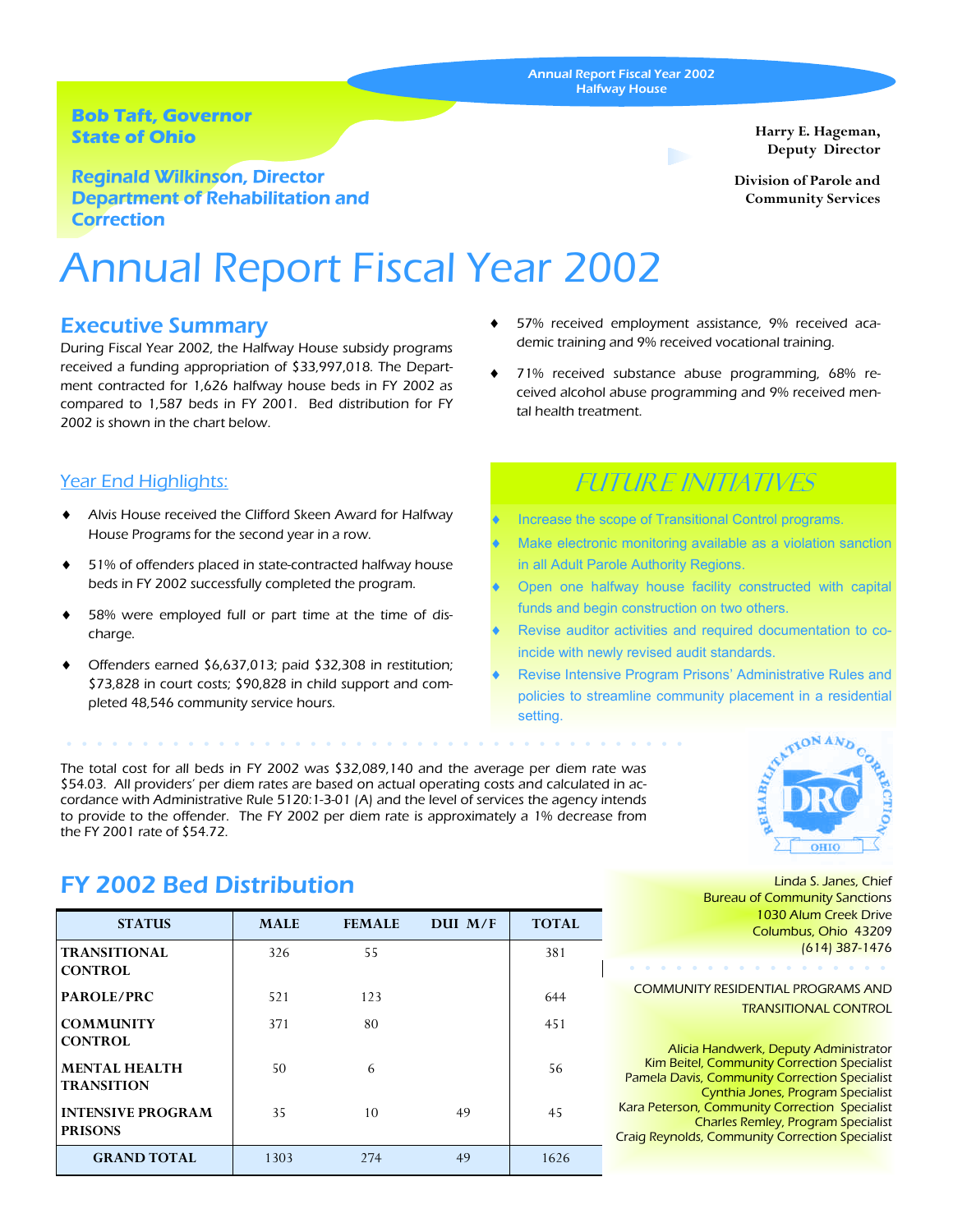Annual Report Fiscal Year 2002
Halfway House

**Bob Taft, Governor**
**State of Ohio**

**Reginald Wilkinson, Director**
**Department of Rehabilitation and Correction**

**Harry E. Hageman, Deputy Director**

**Division of Parole and Community Services**

# Annual Report Fiscal Year 2002

## Executive Summary

During Fiscal Year 2002, the Halfway House subsidy programs received a funding appropriation of $33,997,018. The Department contracted for 1,626 halfway house beds in FY 2002 as compared to 1,587 beds in FY 2001. Bed distribution for FY 2002 is shown in the chart below.

### Year End Highlights:

- Alvis House received the Clifford Skeen Award for Halfway House Programs for the second year in a row.
- 51% of offenders placed in state-contracted halfway house beds in FY 2002 successfully completed the program.
- 58% were employed full or part time at the time of discharge.
- Offenders earned $6,637,013; paid $32,308 in restitution; $73,828 in court costs; $90,828 in child support and completed 48,546 community service hours.
- 57% received employment assistance, 9% received academic training and 9% received vocational training.
- 71% received substance abuse programming, 68% received alcohol abuse programming and 9% received mental health treatment.

## FUTURE INITIATIVES

- Increase the scope of Transitional Control programs.
- Make electronic monitoring available as a violation sanction in all Adult Parole Authority Regions.
- Open one halfway house facility constructed with capital funds and begin construction on two others.
- Revise auditor activities and required documentation to coincide with newly revised audit standards.
- Revise Intensive Program Prisons' Administrative Rules and policies to streamline community placement in a residential setting.

The total cost for all beds in FY 2002 was $32,089,140 and the average per diem rate was $54.03. All providers' per diem rates are based on actual operating costs and calculated in accordance with Administrative Rule 5120:1-3-01 (A) and the level of services the agency intends to provide to the offender. The FY 2002 per diem rate is approximately a 1% decrease from the FY 2001 rate of $54.72.

## FY 2002 Bed Distribution

| STATUS | MALE | FEMALE | DUI M/F | TOTAL |
|---|---|---|---|---|
| TRANSITIONAL CONTROL | 326 | 55 | | 381 |
| PAROLE/PRC | 521 | 123 | | 644 |
| COMMUNITY CONTROL | 371 | 80 | | 451 |
| MENTAL HEALTH TRANSITION | 50 | 6 | | 56 |
| INTENSIVE PROGRAM PRISONS | 35 | 10 | 49 | 45 |
| GRAND TOTAL | 1303 | 274 | 49 | 1626 |

Linda S. Janes, Chief
Bureau of Community Sanctions
1030 Alum Creek Drive
Columbus, Ohio 43209
(614) 387-1476

COMMUNITY RESIDENTIAL PROGRAMS AND TRANSITIONAL CONTROL

Alicia Handwerk, Deputy Administrator
Kim Beitel, Community Correction Specialist
Pamela Davis, Community Correction Specialist
Cynthia Jones, Program Specialist
Kara Peterson, Community Correction Specialist
Charles Remley, Program Specialist
Craig Reynolds, Community Correction Specialist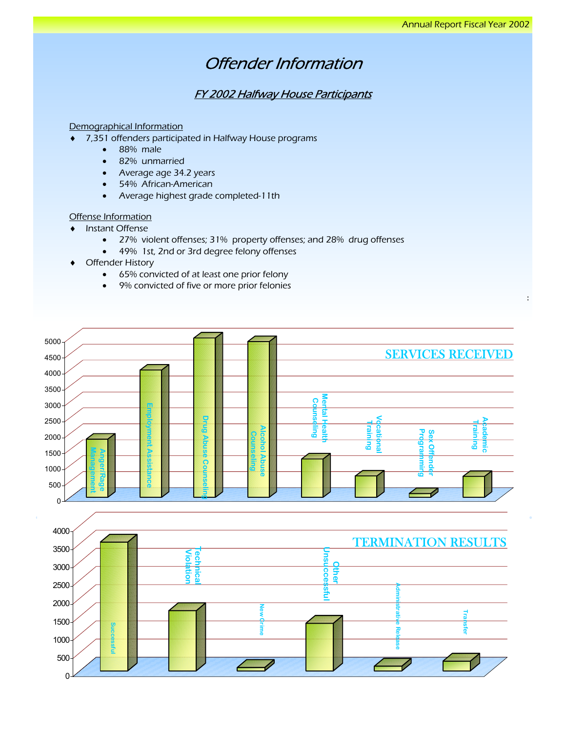# Offender Information

## FY 2002 Halfway House Participants

Demographical Information

- 7,351 offenders participated in Halfway House programs
  - 88% male
  - 82% unmarried
  - Average age 34.2 years
  - 54% African-American
  - Average highest grade completed-11th

Offense Information

- Instant Offense
  - 27% violent offenses; 31% property offenses; and 28% drug offenses
  - 49% 1st, 2nd or 3rd degree felony offenses
- Offender History
  - 65% convicted of at least one prior felony
  - 9% convicted of five or more prior felonies

SERVICES RECEIVED

5000
4500
4000
3500
3000
2500
2000
1500
1000
500
0

Anger/Rage Management
Employment Assistance
Drug Abuse Counseling
Alcohol Abuse Counseling
Mental Health Counseling
Vocational Training
Sex Offender Programming
Academic Training

TERMINATION RESULTS

4000
3500
3000
2500
2000
1500
1000
500
0

Successful
Technical Violation
New Crime
Other Unsuccessful
Administrative Release
Transfer